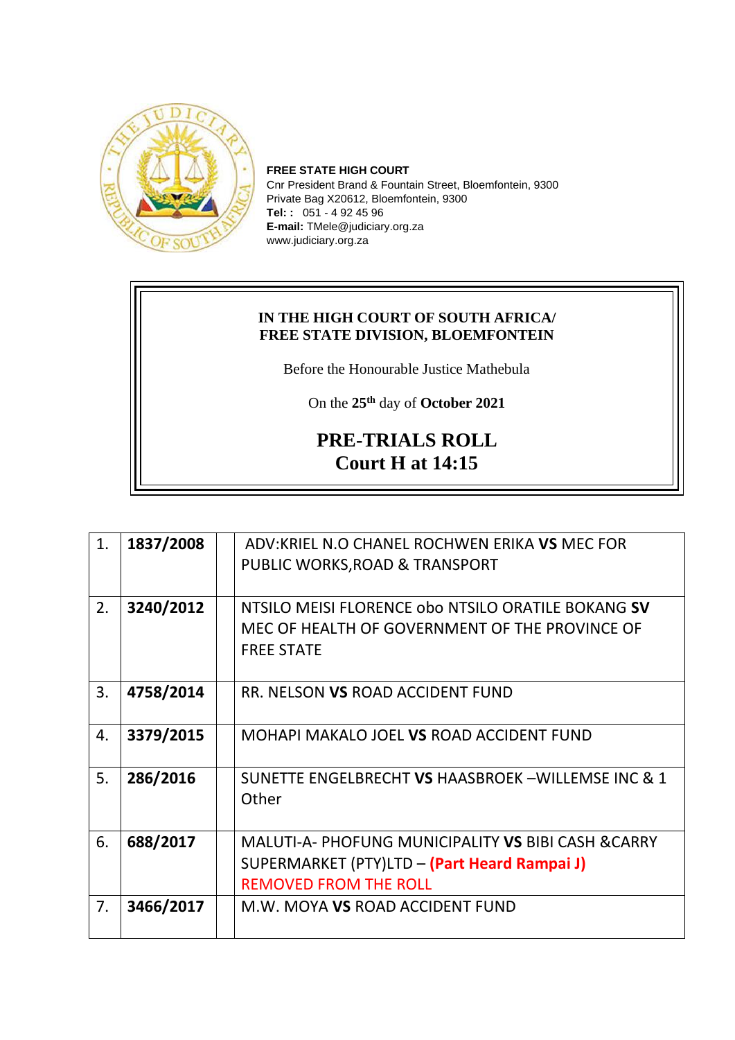**FREE STATE HIGH COURT**
Cnr President Brand & Fountain Street, Bloemfontein, 9300
Private Bag X20612, Bloemfontein, 9300
**Tel: :** 051 - 4 92 45 96
**E-mail:** TMele@judiciary.org.za
www.judiciary.org.za

**IN THE HIGH COURT OF SOUTH AFRICA/**
**FREE STATE DIVISION, BLOEMFONTEIN**

Before the Honourable Justice Mathebula

On the **25th** day of **October 2021**

## PRE-TRIALS ROLL
## Court H at 14:15

| | | | |
|---|---|---|---|
| 1. | **1837/2008** | | ADV:KRIEL N.O CHANEL ROCHWEN ERIKA **VS** MEC FOR PUBLIC WORKS,ROAD & TRANSPORT |
| 2. | **3240/2012** | | NTSILO MEISI FLORENCE obo NTSILO ORATILE BOKANG **SV** MEC OF HEALTH OF GOVERNMENT OF THE PROVINCE OF FREE STATE |
| 3. | **4758/2014** | | RR. NELSON **VS** ROAD ACCIDENT FUND |
| 4. | **3379/2015** | | MOHAPI MAKALO JOEL **VS** ROAD ACCIDENT FUND |
| 5. | **286/2016** | | SUNETTE ENGELBRECHT **VS** HAASBROEK –WILLEMSE INC & 1 Other |
| 6. | **688/2017** | | MALUTI-A- PHOFUNG MUNICIPALITY **VS** BIBI CASH &CARRY SUPERMARKET (PTY)LTD – **(Part Heard Rampai J)** REMOVED FROM THE ROLL |
| 7. | **3466/2017** | | M.W. MOYA **VS** ROAD ACCIDENT FUND |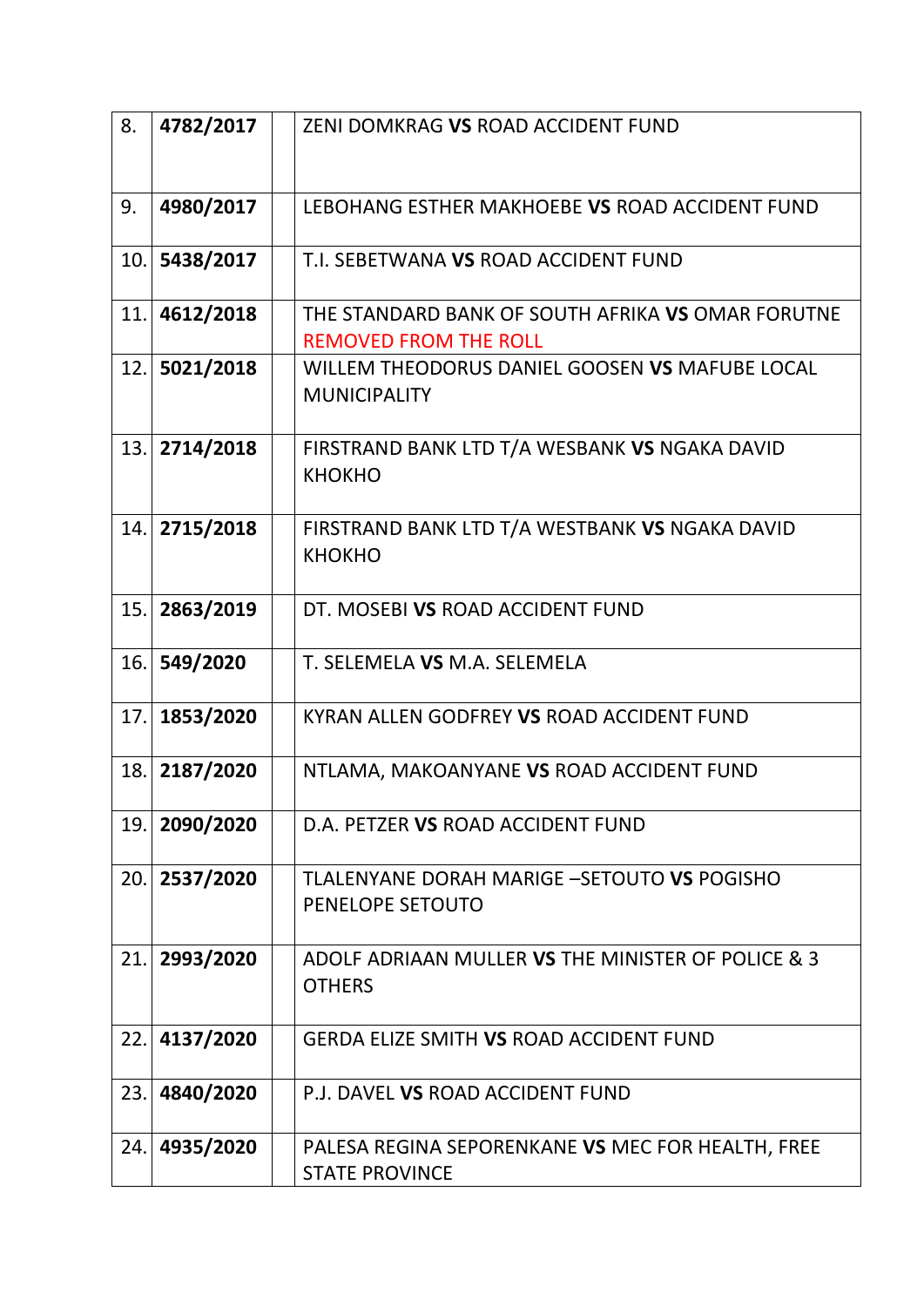| | | | |
|---|---|---|---|
| 8. | **4782/2017** | | ZENI DOMKRAG **VS** ROAD ACCIDENT FUND |
| 9. | **4980/2017** | | LEBOHANG ESTHER MAKHOEBE **VS** ROAD ACCIDENT FUND |
| 10. | **5438/2017** | | T.I. SEBETWANA **VS** ROAD ACCIDENT FUND |
| 11. | **4612/2018** | | THE STANDARD BANK OF SOUTH AFRIKA **VS** OMAR FORUTNE REMOVED FROM THE ROLL |
| 12. | **5021/2018** | | WILLEM THEODORUS DANIEL GOOSEN **VS** MAFUBE LOCAL MUNICIPALITY |
| 13. | **2714/2018** | | FIRSTRAND BANK LTD T/A WESBANK **VS** NGAKA DAVID KHOKHO |
| 14. | **2715/2018** | | FIRSTRAND BANK LTD T/A WESTBANK **VS** NGAKA DAVID KHOKHO |
| 15. | **2863/2019** | | DT. MOSEBI **VS** ROAD ACCIDENT FUND |
| 16. | **549/2020** | | T. SELEMELA **VS** M.A. SELEMELA |
| 17. | **1853/2020** | | KYRAN ALLEN GODFREY **VS** ROAD ACCIDENT FUND |
| 18. | **2187/2020** | | NTLAMA, MAKOANYANE **VS** ROAD ACCIDENT FUND |
| 19. | **2090/2020** | | D.A. PETZER **VS** ROAD ACCIDENT FUND |
| 20. | **2537/2020** | | TLALENYANE DORAH MARIGE –SETOUTO **VS** POGISHO PENELOPE SETOUTO |
| 21. | **2993/2020** | | ADOLF ADRIAAN MULLER **VS** THE MINISTER OF POLICE & 3 OTHERS |
| 22. | **4137/2020** | | GERDA ELIZE SMITH **VS** ROAD ACCIDENT FUND |
| 23. | **4840/2020** | | P.J. DAVEL **VS** ROAD ACCIDENT FUND |
| 24. | **4935/2020** | | PALESA REGINA SEPORENKANE **VS** MEC FOR HEALTH, FREE STATE PROVINCE |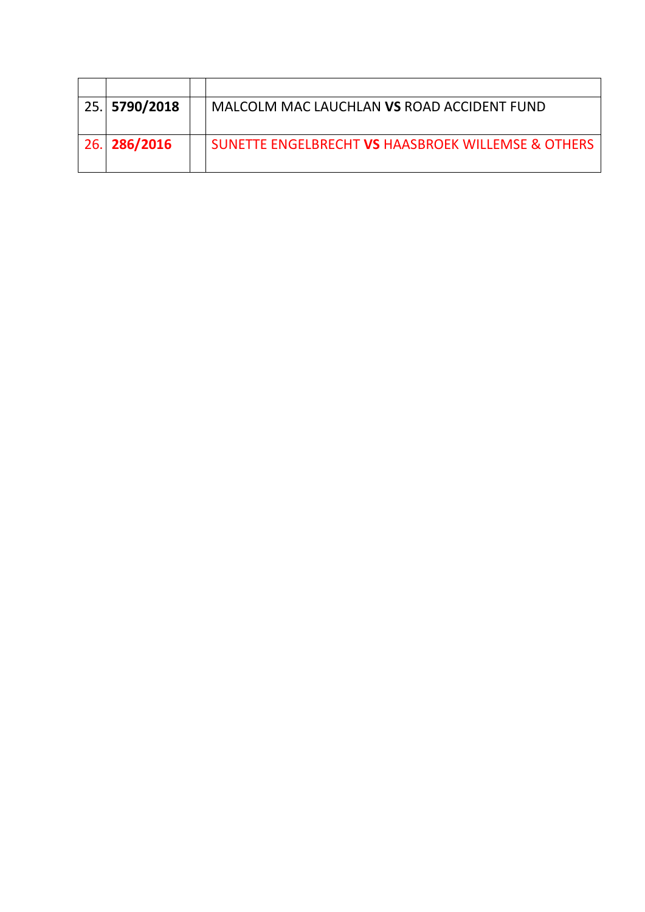| | | | |
|---|---|---|---|
| 25. | **5790/2018** | | MALCOLM MAC LAUCHLAN **VS** ROAD ACCIDENT FUND |
| 26. | **286/2016** | | SUNETTE ENGELBRECHT **VS** HAASBROEK WILLEMSE & OTHERS |